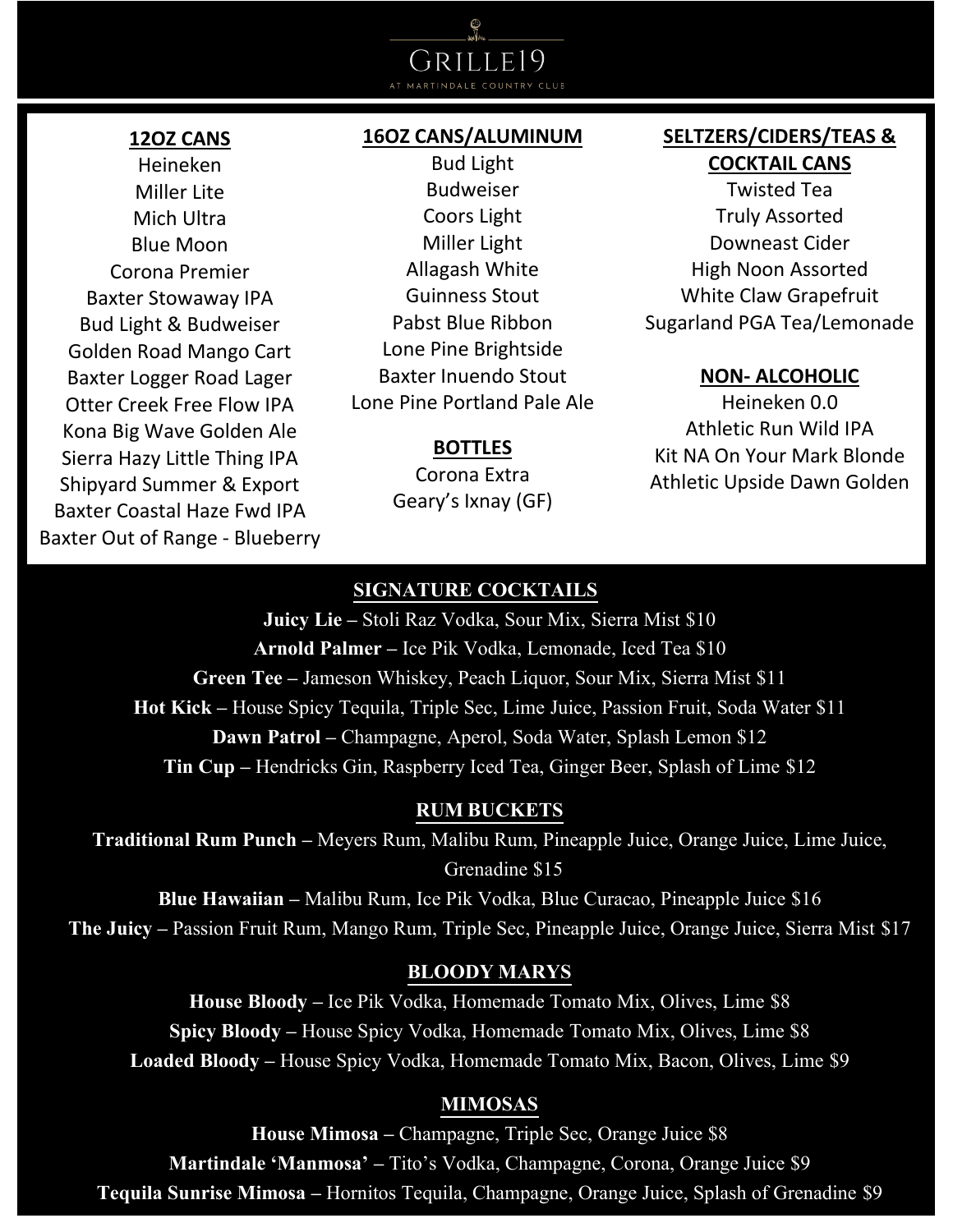# GRILLE19

AT MARTINDALE COUNTRY CLUB

## 12OZ CANS

Heineken
Miller Lite
Mich Ultra
Blue Moon
Corona Premier
Baxter Stowaway IPA
Bud Light & Budweiser
Golden Road Mango Cart
Baxter Logger Road Lager
Otter Creek Free Flow IPA
Kona Big Wave Golden Ale
Sierra Hazy Little Thing IPA
Shipyard Summer & Export
Baxter Coastal Haze Fwd IPA
Baxter Out of Range - Blueberry

## 16OZ CANS/ALUMINUM

Bud Light
Budweiser
Coors Light
Miller Light
Allagash White
Guinness Stout
Pabst Blue Ribbon
Lone Pine Brightside
Baxter Inuendo Stout
Lone Pine Portland Pale Ale

## BOTTLES

Corona Extra
Geary's Ixnay (GF)

## SELTZERS/CIDERS/TEAS & COCKTAIL CANS

Twisted Tea
Truly Assorted
Downeast Cider
High Noon Assorted
White Claw Grapefruit
Sugarland PGA Tea/Lemonade

## NON- ALCOHOLIC

Heineken 0.0
Athletic Run Wild IPA
Kit NA On Your Mark Blonde
Athletic Upside Dawn Golden

## SIGNATURE COCKTAILS

**Juicy Lie** – Stoli Raz Vodka, Sour Mix, Sierra Mist $10
**Arnold Palmer** – Ice Pik Vodka, Lemonade, Iced Tea $10
**Green Tee** – Jameson Whiskey, Peach Liquor, Sour Mix, Sierra Mist $11
**Hot Kick** – House Spicy Tequila, Triple Sec, Lime Juice, Passion Fruit, Soda Water $11
**Dawn Patrol** – Champagne, Aperol, Soda Water, Splash Lemon $12
**Tin Cup** – Hendricks Gin, Raspberry Iced Tea, Ginger Beer, Splash of Lime $12

## RUM BUCKETS

**Traditional Rum Punch** – Meyers Rum, Malibu Rum, Pineapple Juice, Orange Juice, Lime Juice, Grenadine $15
**Blue Hawaiian** – Malibu Rum, Ice Pik Vodka, Blue Curacao, Pineapple Juice $16
**The Juicy** – Passion Fruit Rum, Mango Rum, Triple Sec, Pineapple Juice, Orange Juice, Sierra Mist $17

## BLOODY MARYS

**House Bloody** – Ice Pik Vodka, Homemade Tomato Mix, Olives, Lime $8
**Spicy Bloody** – House Spicy Vodka, Homemade Tomato Mix, Olives, Lime $8
**Loaded Bloody** – House Spicy Vodka, Homemade Tomato Mix, Bacon, Olives, Lime $9

## MIMOSAS

**House Mimosa** – Champagne, Triple Sec, Orange Juice $8
**Martindale 'Manmosa'** – Tito's Vodka, Champagne, Corona, Orange Juice $9
**Tequila Sunrise Mimosa** – Hornitos Tequila, Champagne, Orange Juice, Splash of Grenadine $9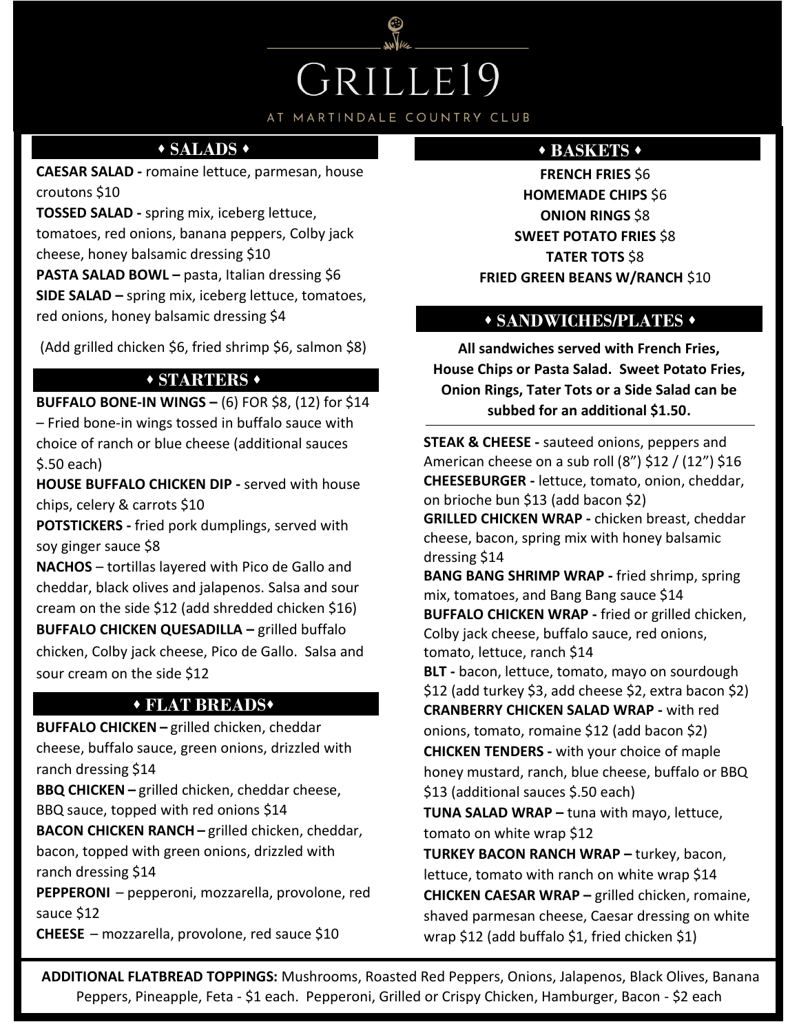# GRILLE19

AT MARTINDALE COUNTRY CLUB

## ♦ SALADS ♦

**CAESAR SALAD -** romaine lettuce, parmesan, house croutons $10

**TOSSED SALAD -** spring mix, iceberg lettuce, tomatoes, red onions, banana peppers, Colby jack cheese, honey balsamic dressing $10

**PASTA SALAD BOWL –** pasta, Italian dressing $6

**SIDE SALAD –** spring mix, iceberg lettuce, tomatoes, red onions, honey balsamic dressing $4

(Add grilled chicken $6, fried shrimp $6, salmon $8)

## ♦ STARTERS ♦

**BUFFALO BONE-IN WINGS –** (6) FOR $8, (12) for $14 – Fried bone-in wings tossed in buffalo sauce with choice of ranch or blue cheese (additional sauces $.50 each)

**HOUSE BUFFALO CHICKEN DIP -** served with house chips, celery & carrots $10

**POTSTICKERS -** fried pork dumplings, served with soy ginger sauce $8

**NACHOS** – tortillas layered with Pico de Gallo and cheddar, black olives and jalapenos. Salsa and sour cream on the side $12 (add shredded chicken $16)

**BUFFALO CHICKEN QUESADILLA –** grilled buffalo chicken, Colby jack cheese, Pico de Gallo. Salsa and sour cream on the side $12

## ♦ FLAT BREADS♦

**BUFFALO CHICKEN –** grilled chicken, cheddar cheese, buffalo sauce, green onions, drizzled with ranch dressing $14

**BBQ CHICKEN –** grilled chicken, cheddar cheese, BBQ sauce, topped with red onions $14

**BACON CHICKEN RANCH –** grilled chicken, cheddar, bacon, topped with green onions, drizzled with ranch dressing $14

**PEPPERONI** – pepperoni, mozzarella, provolone, red sauce $12

**CHEESE** – mozzarella, provolone, red sauce $10

## ♦ BASKETS ♦

**FRENCH FRIES** $6

**HOMEMADE CHIPS** $6

**ONION RINGS** $8

**SWEET POTATO FRIES** $8

**TATER TOTS** $8

**FRIED GREEN BEANS W/RANCH** $10

## ♦ SANDWICHES/PLATES ♦

**All sandwiches served with French Fries, House Chips or Pasta Salad. Sweet Potato Fries, Onion Rings, Tater Tots or a Side Salad can be subbed for an additional $1.50.**

**STEAK & CHEESE -** sauteed onions, peppers and American cheese on a sub roll (8") $12 / (12") $16

**CHEESEBURGER -** lettuce, tomato, onion, cheddar, on brioche bun $13 (add bacon $2)

**GRILLED CHICKEN WRAP -** chicken breast, cheddar cheese, bacon, spring mix with honey balsamic dressing $14

**BANG BANG SHRIMP WRAP -** fried shrimp, spring mix, tomatoes, and Bang Bang sauce $14

**BUFFALO CHICKEN WRAP -** fried or grilled chicken, Colby jack cheese, buffalo sauce, red onions, tomato, lettuce, ranch $14

**BLT -** bacon, lettuce, tomato, mayo on sourdough $12 (add turkey $3, add cheese $2, extra bacon $2)

**CRANBERRY CHICKEN SALAD WRAP -** with red onions, tomato, romaine $12 (add bacon $2)

**CHICKEN TENDERS -** with your choice of maple honey mustard, ranch, blue cheese, buffalo or BBQ $13 (additional sauces $.50 each)

**TUNA SALAD WRAP –** tuna with mayo, lettuce, tomato on white wrap $12

**TURKEY BACON RANCH WRAP –** turkey, bacon, lettuce, tomato with ranch on white wrap $14

**CHICKEN CAESAR WRAP –** grilled chicken, romaine, shaved parmesan cheese, Caesar dressing on white wrap $12 (add buffalo $1, fried chicken $1)

**ADDITIONAL FLATBREAD TOPPINGS:** Mushrooms, Roasted Red Peppers, Onions, Jalapenos, Black Olives, Banana Peppers, Pineapple, Feta - $1 each. Pepperoni, Grilled or Crispy Chicken, Hamburger, Bacon - $2 each